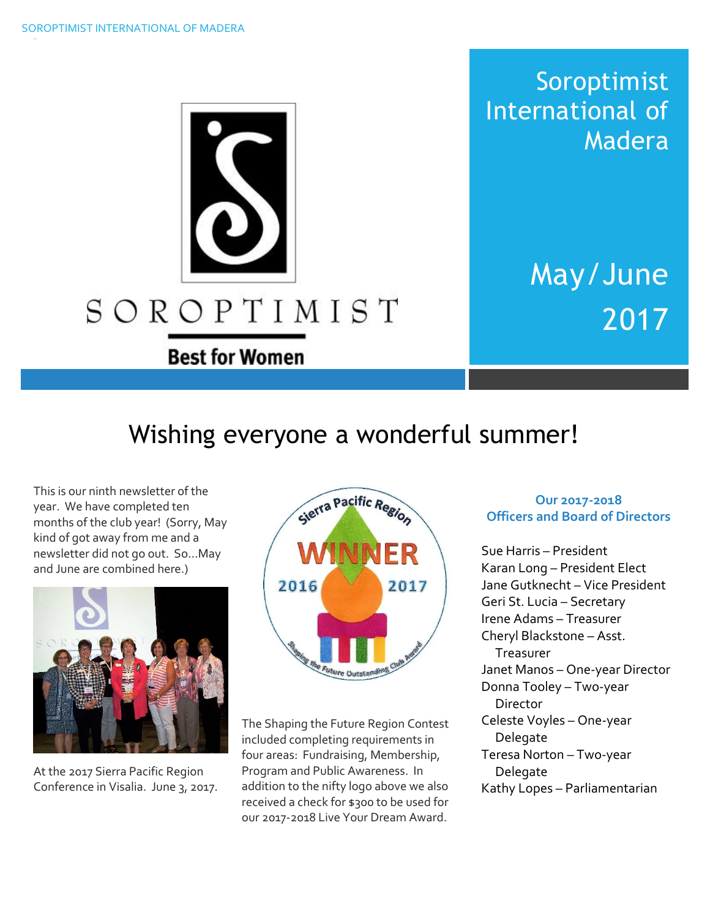# Soroptimist International of Madera

SOROPTIMIST

Best for Women

May / June 2017

## Wishing everyone a wonderful summer!

This is our ninth newsletter of the year. We have completed ten months of the club year! (Sorry, May kind of got away from me and a newsletter did not go out. So…May and June are combined here.)

At the 2017 Sierra Pacific Region Conference in Visalia. June 3, 2017.

The Shaping the Future Region Contest included completing requirements in four areas: Fundraising, Membership, Program and Public Awareness. In addition to the nifty logo above we also received a check for $300 to be used for our 2017-2018 Live Your Dream Award.

### Our 2017-2018 Officers and Board of Directors

Sue Harris – President
Karan Long – President Elect
Jane Gutknecht – Vice President
Geri St. Lucia – Secretary
Irene Adams – Treasurer
Cheryl Blackstone – Asst. Treasurer
Janet Manos – One-year Director
Donna Tooley – Two-year Director
Celeste Voyles – One-year Delegate
Teresa Norton – Two-year Delegate
Kathy Lopes – Parliamentarian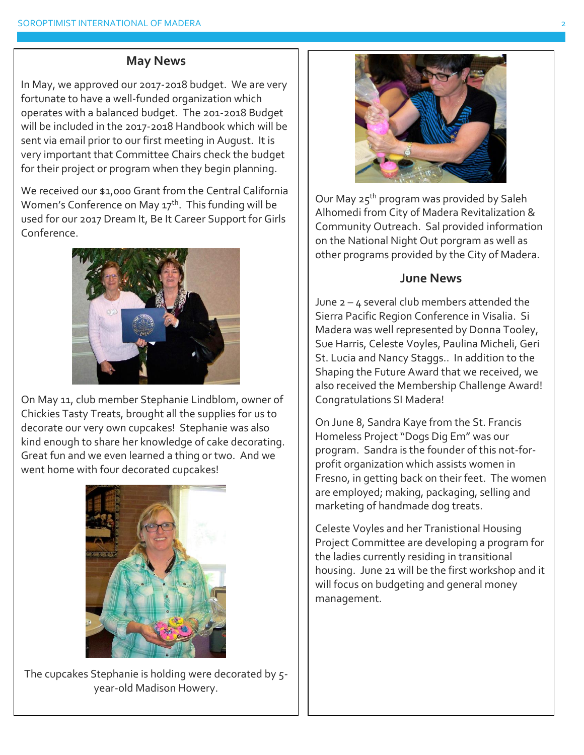## May News

In May, we approved our 2017-2018 budget. We are very fortunate to have a well-funded organization which operates with a balanced budget. The 201-2018 Budget will be included in the 2017-2018 Handbook which will be sent via email prior to our first meeting in August. It is very important that Committee Chairs check the budget for their project or program when they begin planning.

We received our $1,000 Grant from the Central California Women's Conference on May 17th. This funding will be used for our 2017 Dream It, Be It Career Support for Girls Conference.

On May 11, club member Stephanie Lindblom, owner of Chickies Tasty Treats, brought all the supplies for us to decorate our very own cupcakes! Stephanie was also kind enough to share her knowledge of cake decorating. Great fun and we even learned a thing or two. And we went home with four decorated cupcakes!

The cupcakes Stephanie is holding were decorated by 5-year-old Madison Howery.

Our May 25th program was provided by Saleh Alhomedi from City of Madera Revitalization & Community Outreach. Sal provided information on the National Night Out porgram as well as other programs provided by the City of Madera.

## June News

June 2 – 4 several club members attended the Sierra Pacific Region Conference in Visalia. Si Madera was well represented by Donna Tooley, Sue Harris, Celeste Voyles, Paulina Micheli, Geri St. Lucia and Nancy Staggs.. In addition to the Shaping the Future Award that we received, we also received the Membership Challenge Award! Congratulations SI Madera!

On June 8, Sandra Kaye from the St. Francis Homeless Project "Dogs Dig Em" was our program. Sandra is the founder of this not-for-profit organization which assists women in Fresno, in getting back on their feet. The women are employed; making, packaging, selling and marketing of handmade dog treats.

Celeste Voyles and her Tranistional Housing Project Committee are developing a program for the ladies currently residing in transitional housing. June 21 will be the first workshop and it will focus on budgeting and general money management.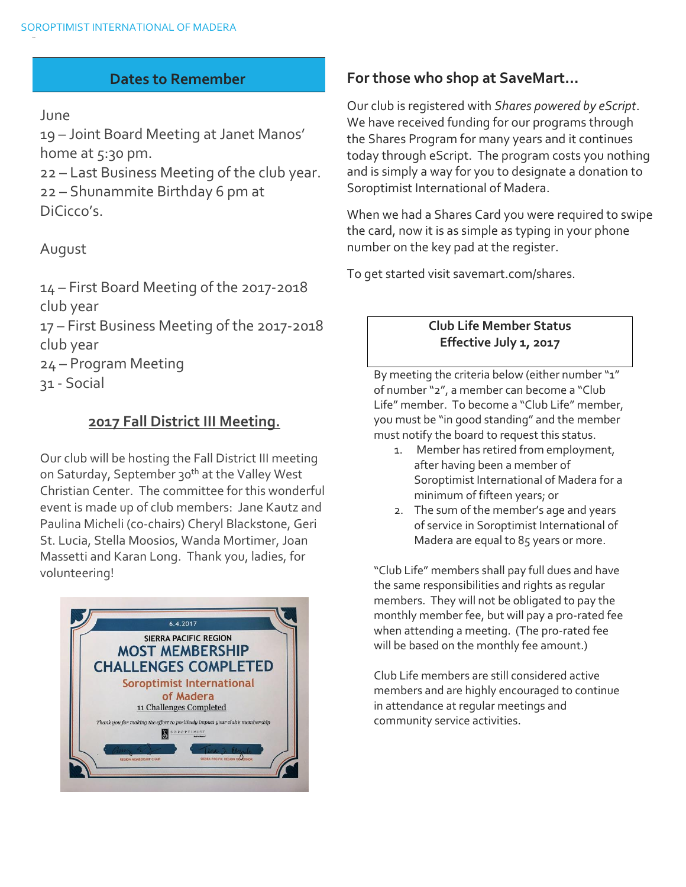## Dates to Remember

June

19 – Joint Board Meeting at Janet Manos' home at 5:30 pm.

22 – Last Business Meeting of the club year.

22 – Shunammite Birthday 6 pm at DiCicco's.

August

14 – First Board Meeting of the 2017-2018 club year

17 – First Business Meeting of the 2017-2018 club year

24 – Program Meeting

31 - Social

### 2017 Fall District III Meeting.

Our club will be hosting the Fall District III meeting on Saturday, September 30th at the Valley West Christian Center. The committee for this wonderful event is made up of club members: Jane Kautz and Paulina Micheli (co-chairs) Cheryl Blackstone, Geri St. Lucia, Stella Moosios, Wanda Mortimer, Joan Massetti and Karan Long. Thank you, ladies, for volunteering!

6.4.2017

SIERRA PACIFIC REGION

MOST MEMBERSHIP CHALLENGES COMPLETED

Soroptimist International of Madera

11 Challenges Completed

*Thank you for making the effort to positively impact your club's membership*

REGION MEMBERSHIP CHAIR

SIERRA PACIFIC REGION GOVERNOR

## For those who shop at SaveMart…

Our club is registered with *Shares powered by eScript*. We have received funding for our programs through the Shares Program for many years and it continues today through eScript. The program costs you nothing and is simply a way for you to designate a donation to Soroptimist International of Madera.

When we had a Shares Card you were required to swipe the card, now it is as simple as typing in your phone number on the key pad at the register.

To get started visit savemart.com/shares.

**Club Life Member Status**
**Effective July 1, 2017**

By meeting the criteria below (either number "1" of number "2", a member can become a "Club Life" member. To become a "Club Life" member, you must be "in good standing" and the member must notify the board to request this status.

1. Member has retired from employment, after having been a member of Soroptimist International of Madera for a minimum of fifteen years; or
2. The sum of the member's age and years of service in Soroptimist International of Madera are equal to 85 years or more.

"Club Life" members shall pay full dues and have the same responsibilities and rights as regular members. They will not be obligated to pay the monthly member fee, but will pay a pro-rated fee when attending a meeting. (The pro-rated fee will be based on the monthly fee amount.)

Club Life members are still considered active members and are highly encouraged to continue in attendance at regular meetings and community service activities.